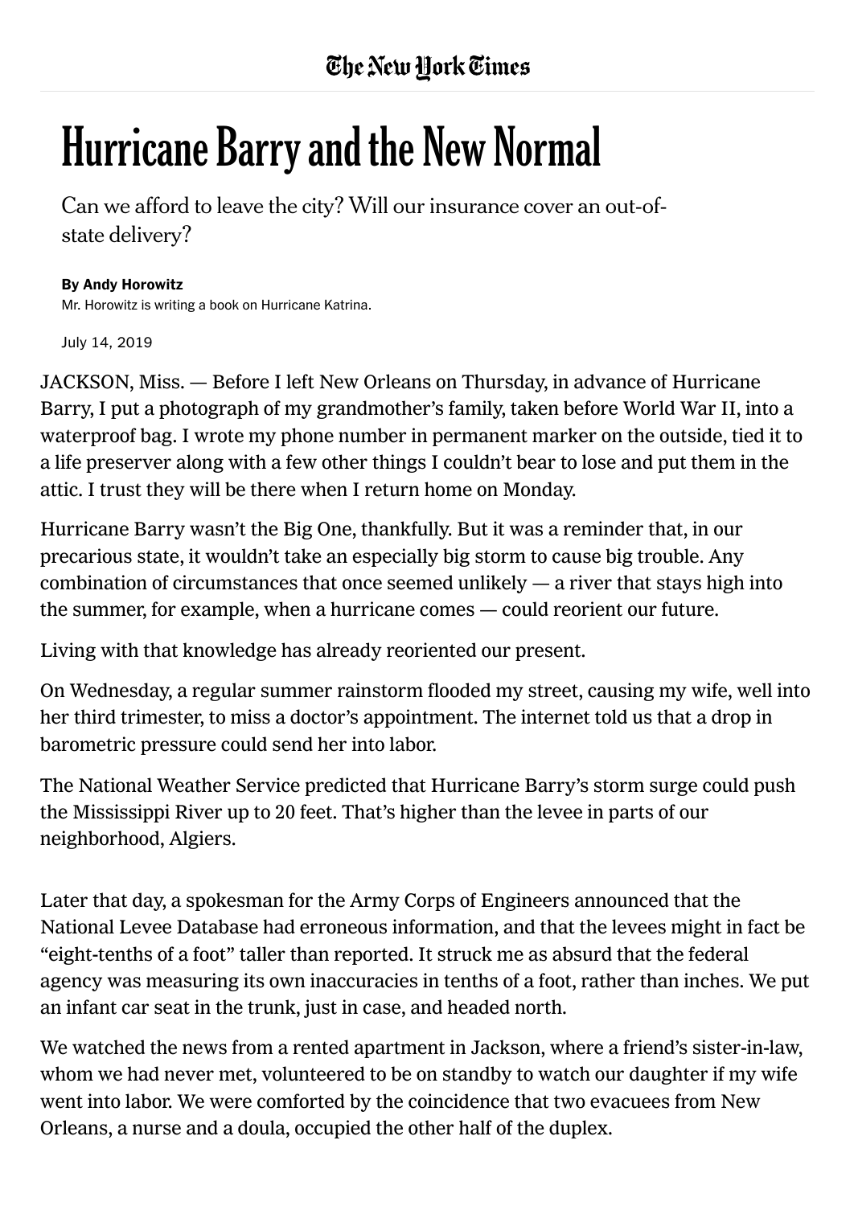# Hurricane Barry and the New Normal

Can we afford to leave the city? Will our insurance cover an out-of-state delivery?

**By Andy Horowitz**

Mr. Horowitz is writing a book on Hurricane Katrina.

July 14, 2019

JACKSON, Miss. — Before I left New Orleans on Thursday, in advance of Hurricane Barry, I put a photograph of my grandmother's family, taken before World War II, into a waterproof bag. I wrote my phone number in permanent marker on the outside, tied it to a life preserver along with a few other things I couldn't bear to lose and put them in the attic. I trust they will be there when I return home on Monday.

Hurricane Barry wasn't the Big One, thankfully. But it was a reminder that, in our precarious state, it wouldn't take an especially big storm to cause big trouble. Any combination of circumstances that once seemed unlikely — a river that stays high into the summer, for example, when a hurricane comes — could reorient our future.

Living with that knowledge has already reoriented our present.

On Wednesday, a regular summer rainstorm flooded my street, causing my wife, well into her third trimester, to miss a doctor's appointment. The internet told us that a drop in barometric pressure could send her into labor.

The National Weather Service predicted that Hurricane Barry's storm surge could push the Mississippi River up to 20 feet. That's higher than the levee in parts of our neighborhood, Algiers.

Later that day, a spokesman for the Army Corps of Engineers announced that the National Levee Database had erroneous information, and that the levees might in fact be "eight-tenths of a foot" taller than reported. It struck me as absurd that the federal agency was measuring its own inaccuracies in tenths of a foot, rather than inches. We put an infant car seat in the trunk, just in case, and headed north.

We watched the news from a rented apartment in Jackson, where a friend's sister-in-law, whom we had never met, volunteered to be on standby to watch our daughter if my wife went into labor. We were comforted by the coincidence that two evacuees from New Orleans, a nurse and a doula, occupied the other half of the duplex.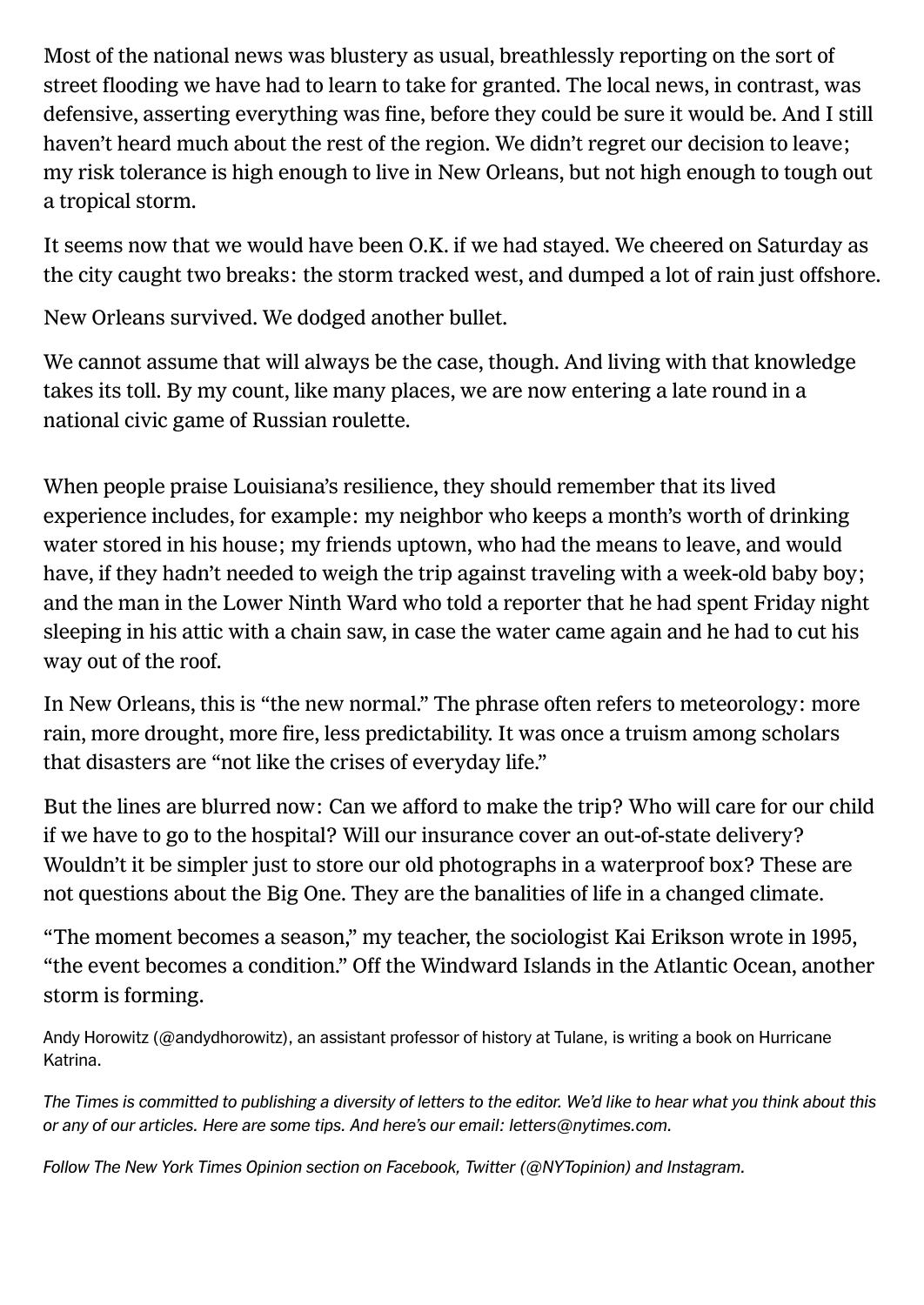Most of the national news was blustery as usual, breathlessly reporting on the sort of street flooding we have had to learn to take for granted. The local news, in contrast, was defensive, asserting everything was fine, before they could be sure it would be. And I still haven't heard much about the rest of the region. We didn't regret our decision to leave; my risk tolerance is high enough to live in New Orleans, but not high enough to tough out a tropical storm.

It seems now that we would have been O.K. if we had stayed. We cheered on Saturday as the city caught two breaks: the storm tracked west, and dumped a lot of rain just offshore.

New Orleans survived. We dodged another bullet.

We cannot assume that will always be the case, though. And living with that knowledge takes its toll. By my count, like many places, we are now entering a late round in a national civic game of Russian roulette.

When people praise Louisiana's resilience, they should remember that its lived experience includes, for example: my neighbor who keeps a month's worth of drinking water stored in his house; my friends uptown, who had the means to leave, and would have, if they hadn't needed to weigh the trip against traveling with a week-old baby boy; and the man in the Lower Ninth Ward who told a reporter that he had spent Friday night sleeping in his attic with a chain saw, in case the water came again and he had to cut his way out of the roof.

In New Orleans, this is "the new normal." The phrase often refers to meteorology: more rain, more drought, more fire, less predictability. It was once a truism among scholars that disasters are "not like the crises of everyday life."

But the lines are blurred now: Can we afford to make the trip? Who will care for our child if we have to go to the hospital? Will our insurance cover an out-of-state delivery? Wouldn't it be simpler just to store our old photographs in a waterproof box? These are not questions about the Big One. They are the banalities of life in a changed climate.

"The moment becomes a season," my teacher, the sociologist Kai Erikson wrote in 1995, "the event becomes a condition." Off the Windward Islands in the Atlantic Ocean, another storm is forming.

Andy Horowitz (@andydhorowitz), an assistant professor of history at Tulane, is writing a book on Hurricane Katrina.

*The Times is committed to publishing a diversity of letters to the editor. We'd like to hear what you think about this or any of our articles. Here are some tips. And here's our email: letters@nytimes.com.*

*Follow The New York Times Opinion section on Facebook, Twitter (@NYTopinion) and Instagram.*